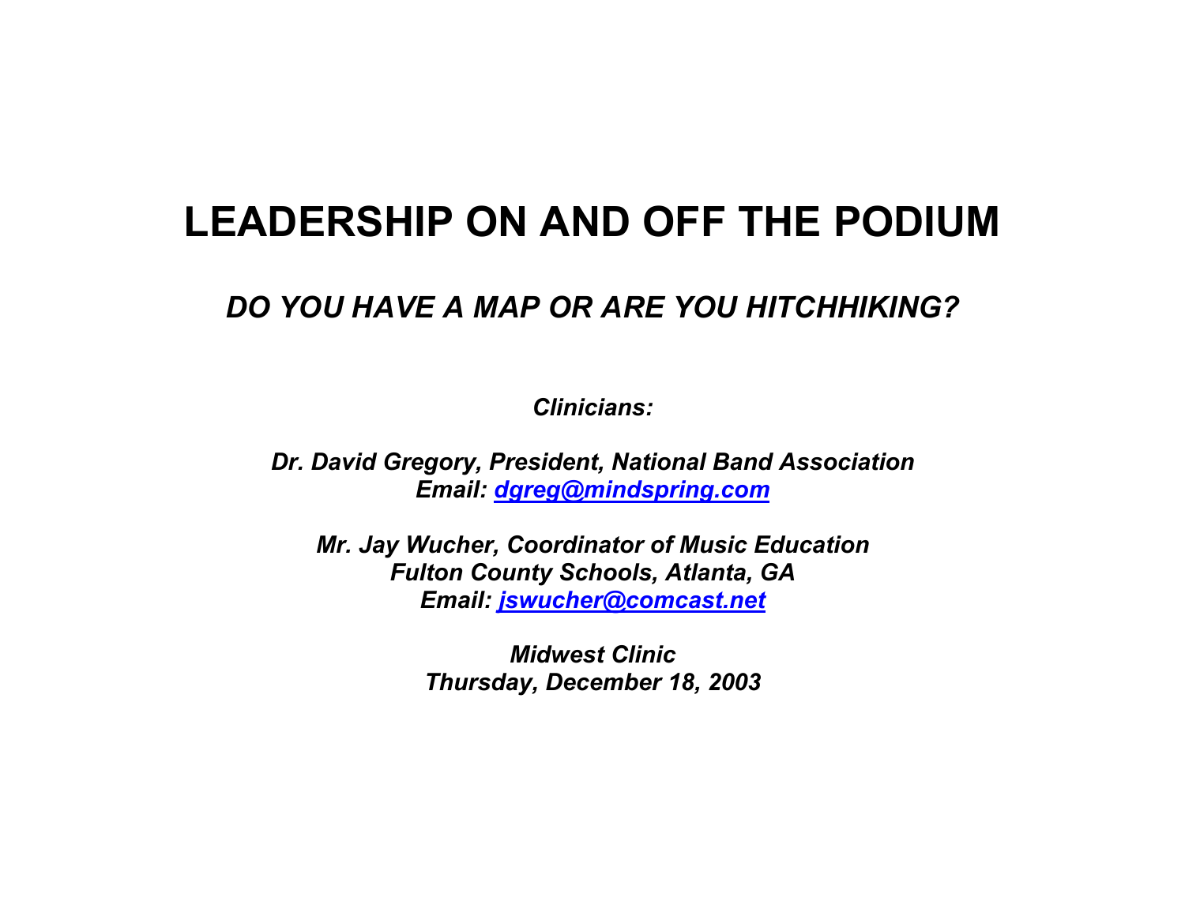# LEADERSHIP ON AND OFF THE PODIUM

## *DO YOU HAVE A MAP OR ARE YOU HITCHHIKING?*

***Clinicians:***

***Dr. David Gregory, President, National Band Association***
***Email: [dgreg@mindspring.com](mailto:dgreg@mindspring.com)***

***Mr. Jay Wucher, Coordinator of Music Education***
***Fulton County Schools, Atlanta, GA***
***Email: [jswucher@comcast.net](mailto:jswucher@comcast.net)***

***Midwest Clinic***
***Thursday, December 18, 2003***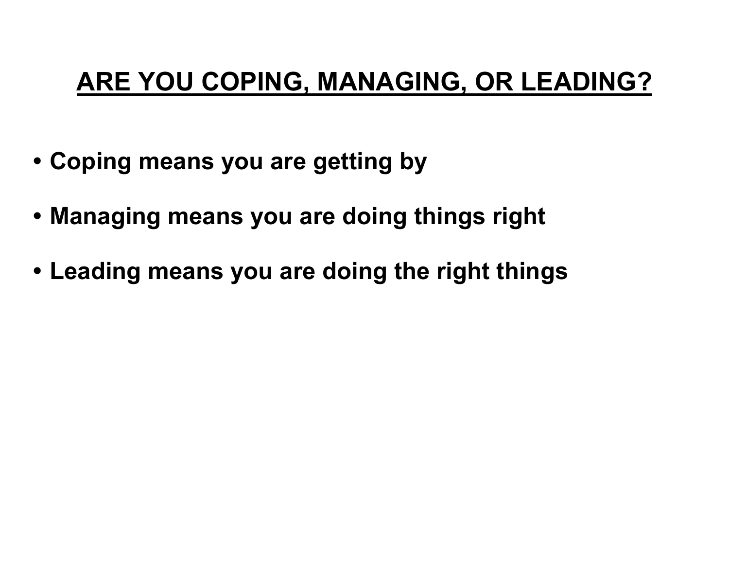## ARE YOU COPING, MANAGING, OR LEADING?

- **Coping means you are getting by**
- **Managing means you are doing things right**
- **Leading means you are doing the right things**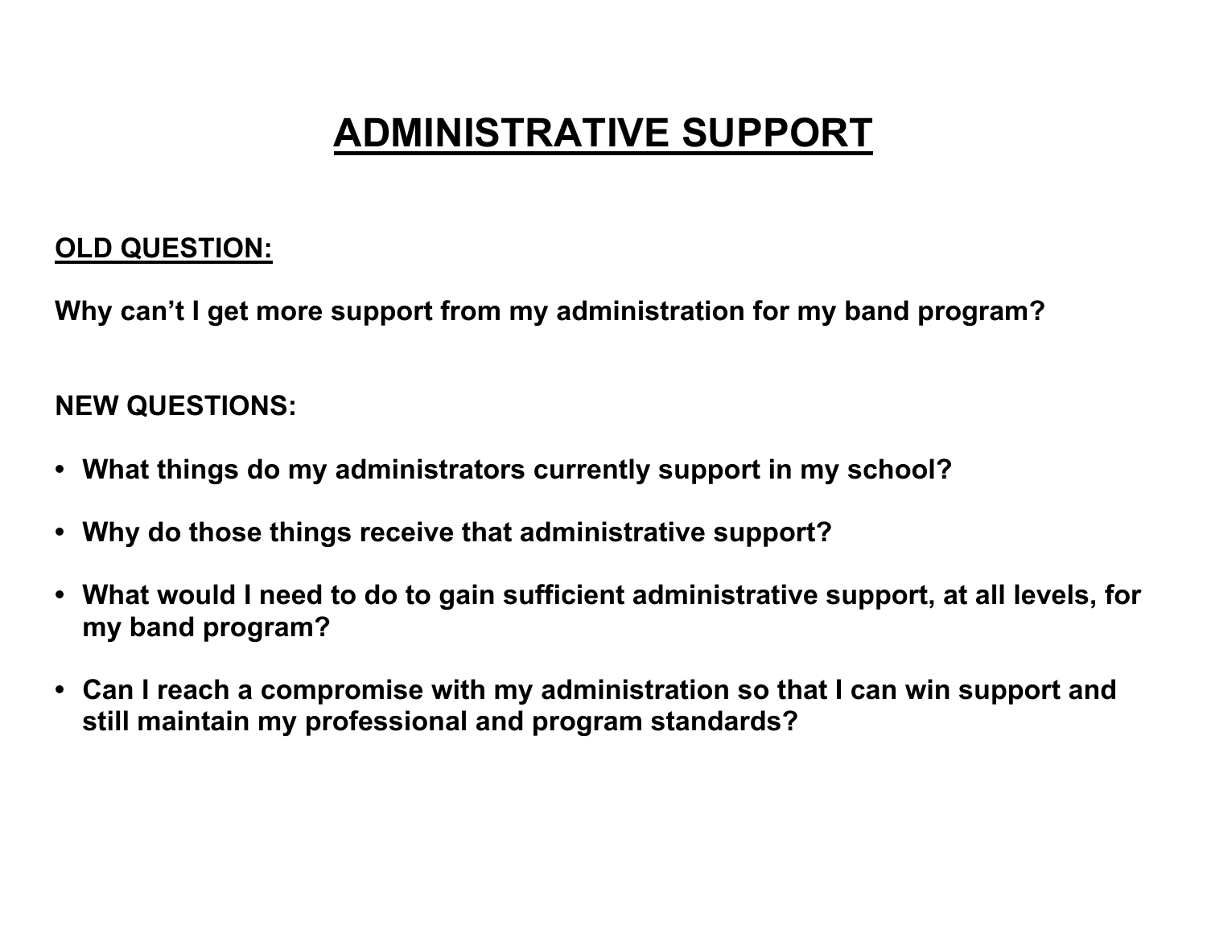# ADMINISTRATIVE SUPPORT

**OLD QUESTION:**

**Why can't I get more support from my administration for my band program?**

**NEW QUESTIONS:**

- **What things do my administrators currently support in my school?**
- **Why do those things receive that administrative support?**
- **What would I need to do to gain sufficient administrative support, at all levels, for my band program?**
- **Can I reach a compromise with my administration so that I can win support and still maintain my professional and program standards?**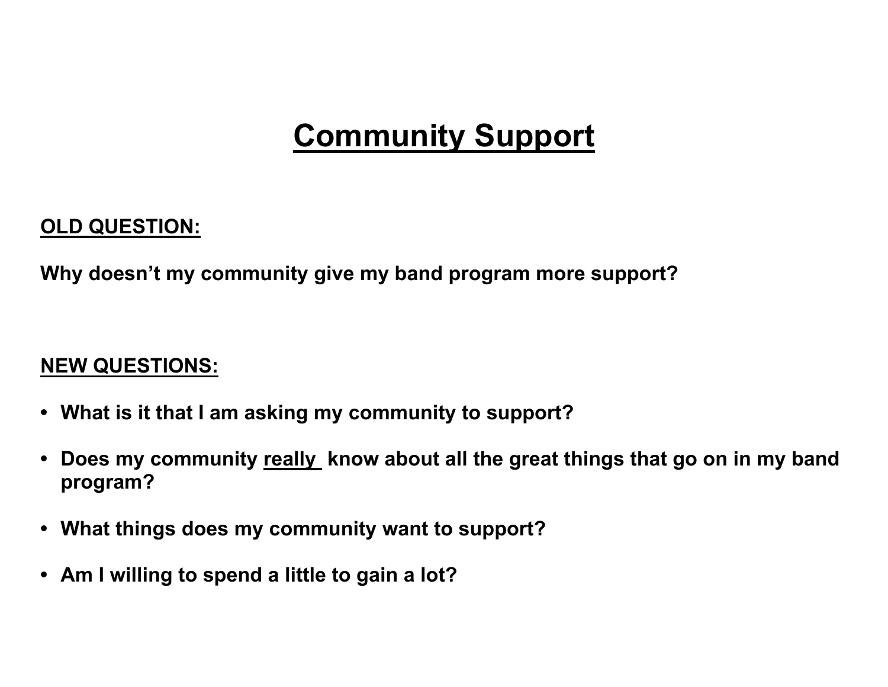# Community Support

**OLD QUESTION:**

**Why doesn't my community give my band program more support?**

**NEW QUESTIONS:**

- **What is it that I am asking my community to support?**
- **Does my community <u>really</u> know about all the great things that go on in my band program?**
- **What things does my community want to support?**
- **Am I willing to spend a little to gain a lot?**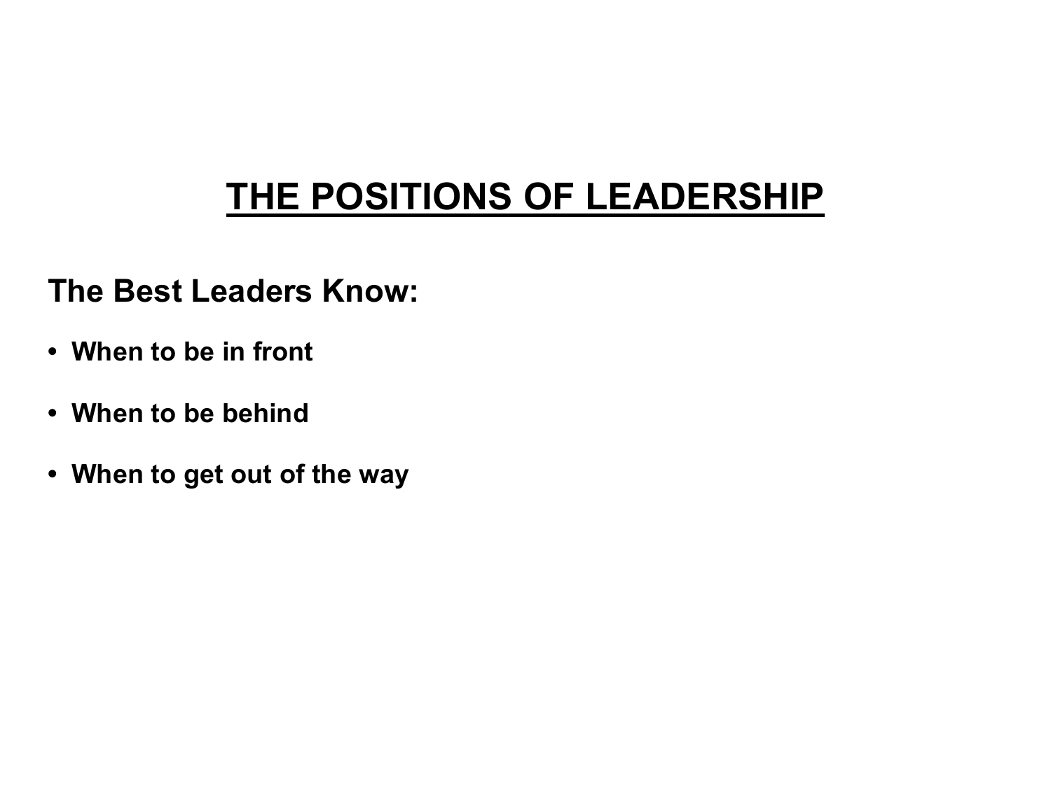# THE POSITIONS OF LEADERSHIP

## The Best Leaders Know:

- **When to be in front**
- **When to be behind**
- **When to get out of the way**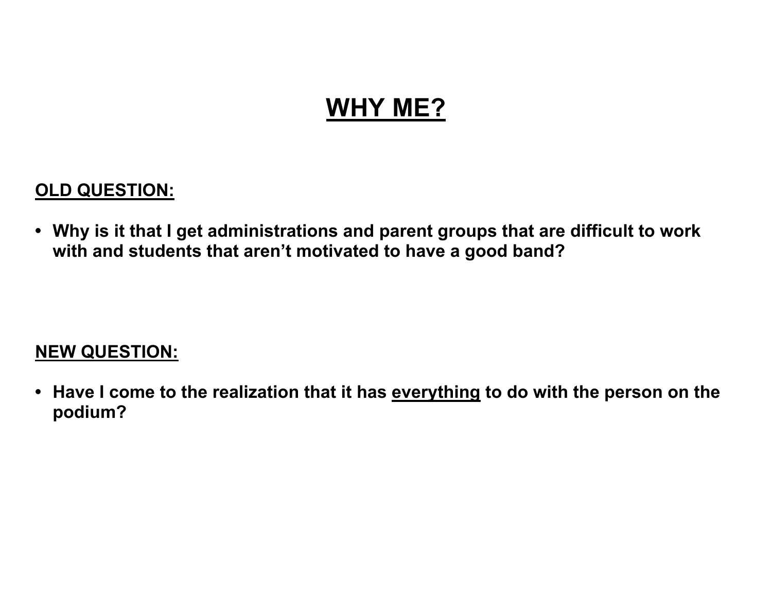# WHY ME?

**OLD QUESTION:**

- **Why is it that I get administrations and parent groups that are difficult to work with and students that aren't motivated to have a good band?**

**NEW QUESTION:**

- **Have I come to the realization that it has <u>everything</u> to do with the person on the podium?**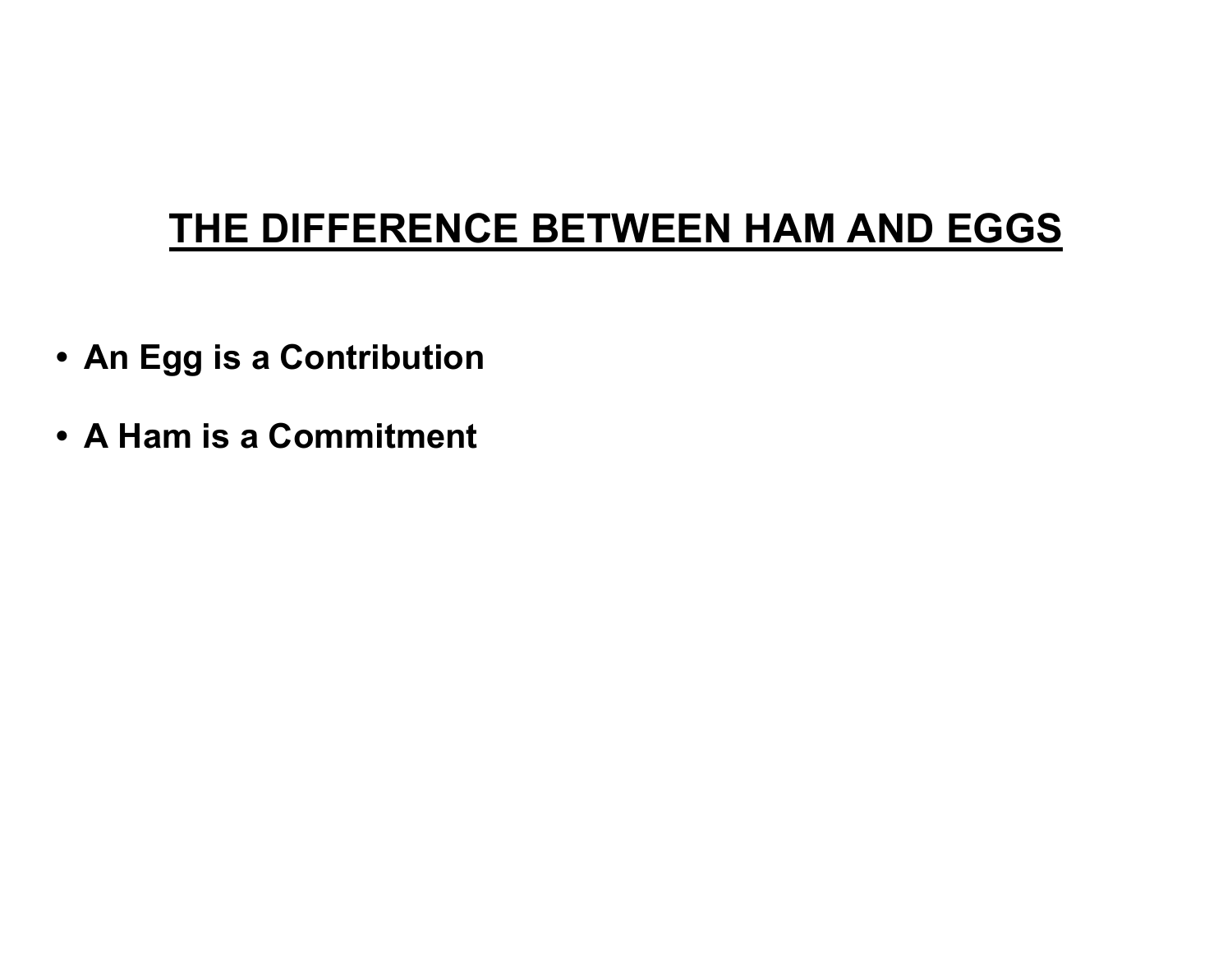## THE DIFFERENCE BETWEEN HAM AND EGGS

- **An Egg is a Contribution**
- **A Ham is a Commitment**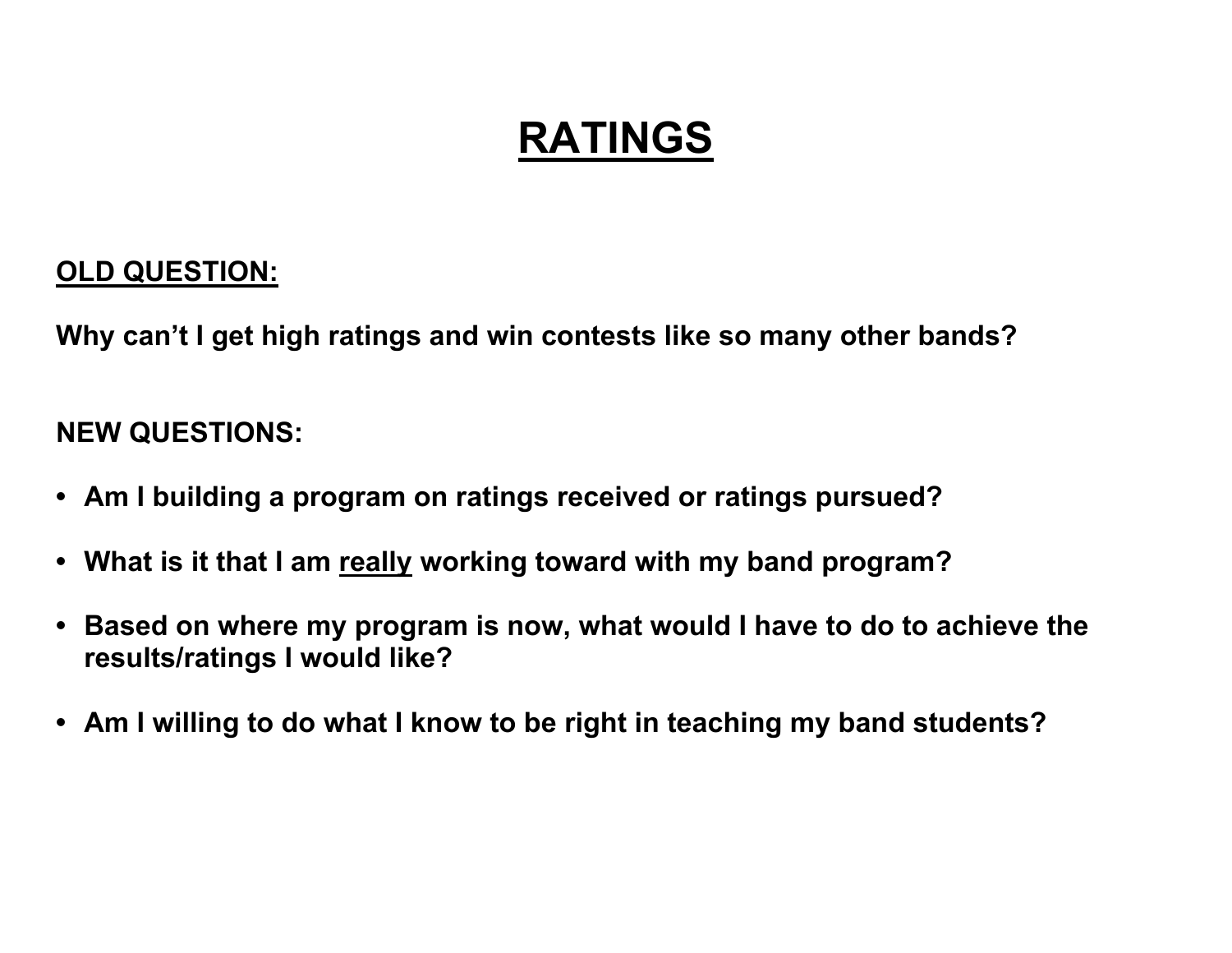# RATINGS

**OLD QUESTION:**

**Why can't I get high ratings and win contests like so many other bands?**

**NEW QUESTIONS:**

- **Am I building a program on ratings received or ratings pursued?**
- **What is it that I am <u>really</u> working toward with my band program?**
- **Based on where my program is now, what would I have to do to achieve the results/ratings I would like?**
- **Am I willing to do what I know to be right in teaching my band students?**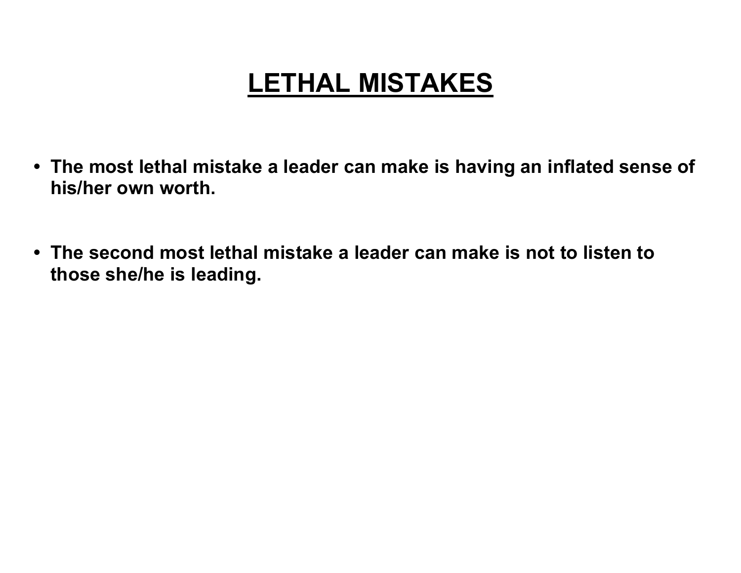# LETHAL MISTAKES

- **The most lethal mistake a leader can make is having an inflated sense of his/her own worth.**

- **The second most lethal mistake a leader can make is not to listen to those she/he is leading.**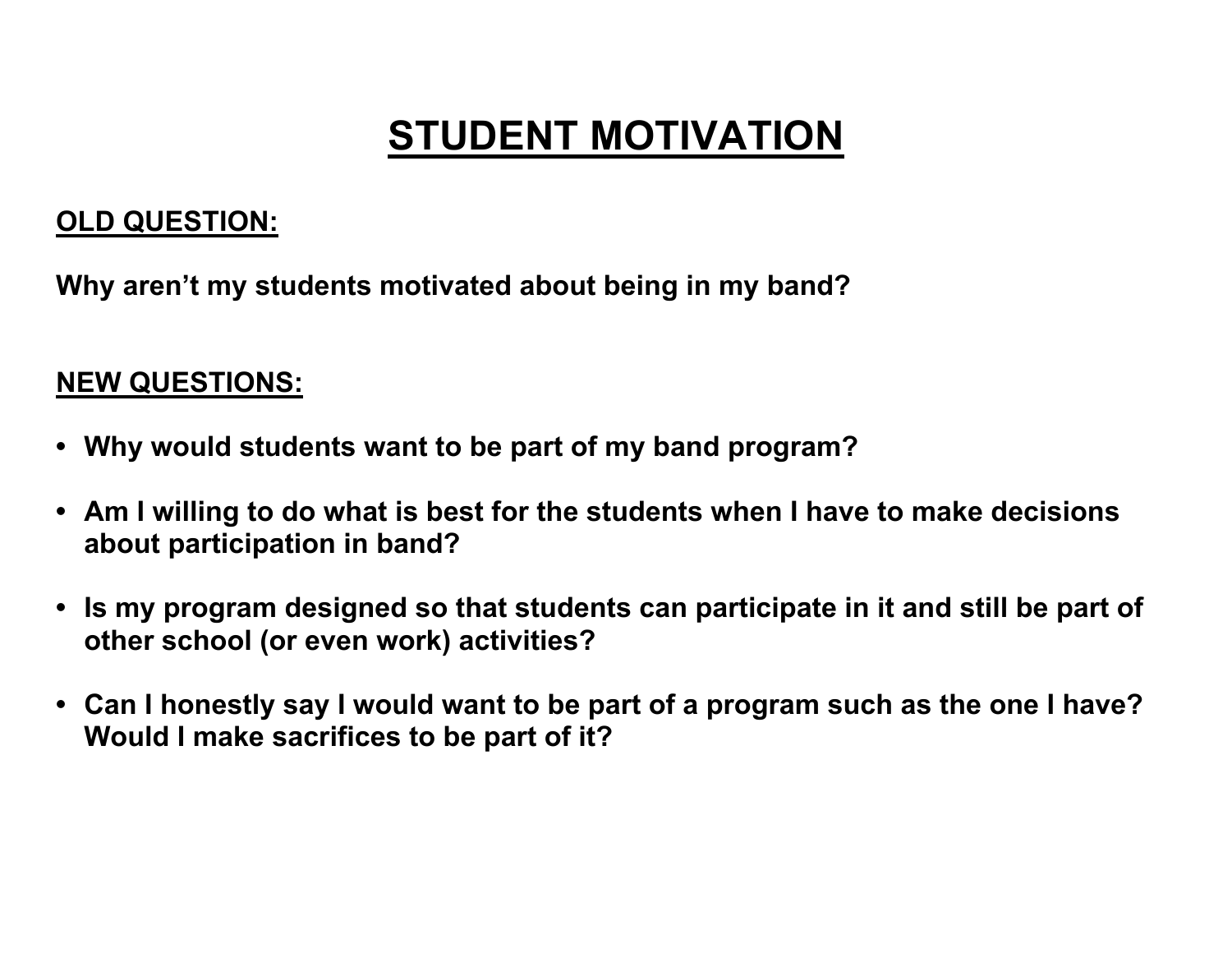# STUDENT MOTIVATION

## OLD QUESTION:

**Why aren't my students motivated about being in my band?**

## NEW QUESTIONS:

- **Why would students want to be part of my band program?**
- **Am I willing to do what is best for the students when I have to make decisions about participation in band?**
- **Is my program designed so that students can participate in it and still be part of other school (or even work) activities?**
- **Can I honestly say I would want to be part of a program such as the one I have? Would I make sacrifices to be part of it?**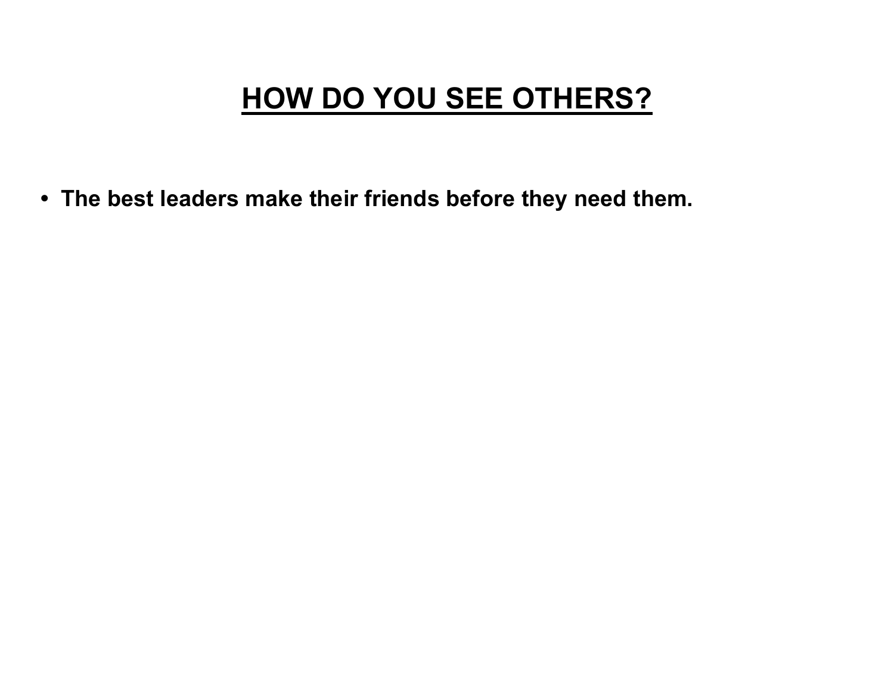# HOW DO YOU SEE OTHERS?

- **The best leaders make their friends before they need them.**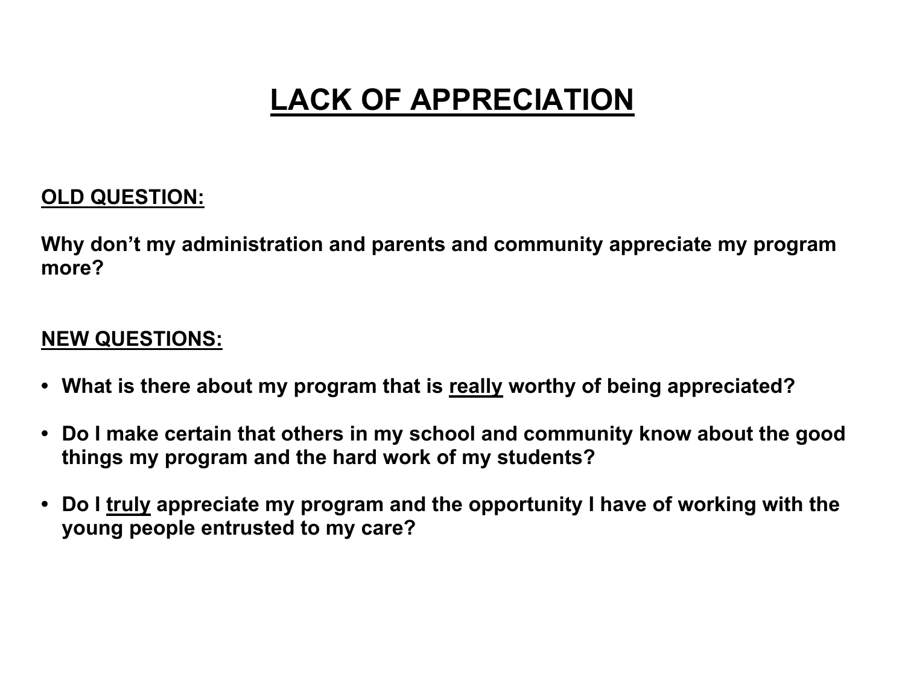# LACK OF APPRECIATION

**OLD QUESTION:**

**Why don't my administration and parents and community appreciate my program more?**

**NEW QUESTIONS:**

- **What is there about my program that is <u>really</u> worthy of being appreciated?**
- **Do I make certain that others in my school and community know about the good things my program and the hard work of my students?**
- **Do I <u>truly</u> appreciate my program and the opportunity I have of working with the young people entrusted to my care?**